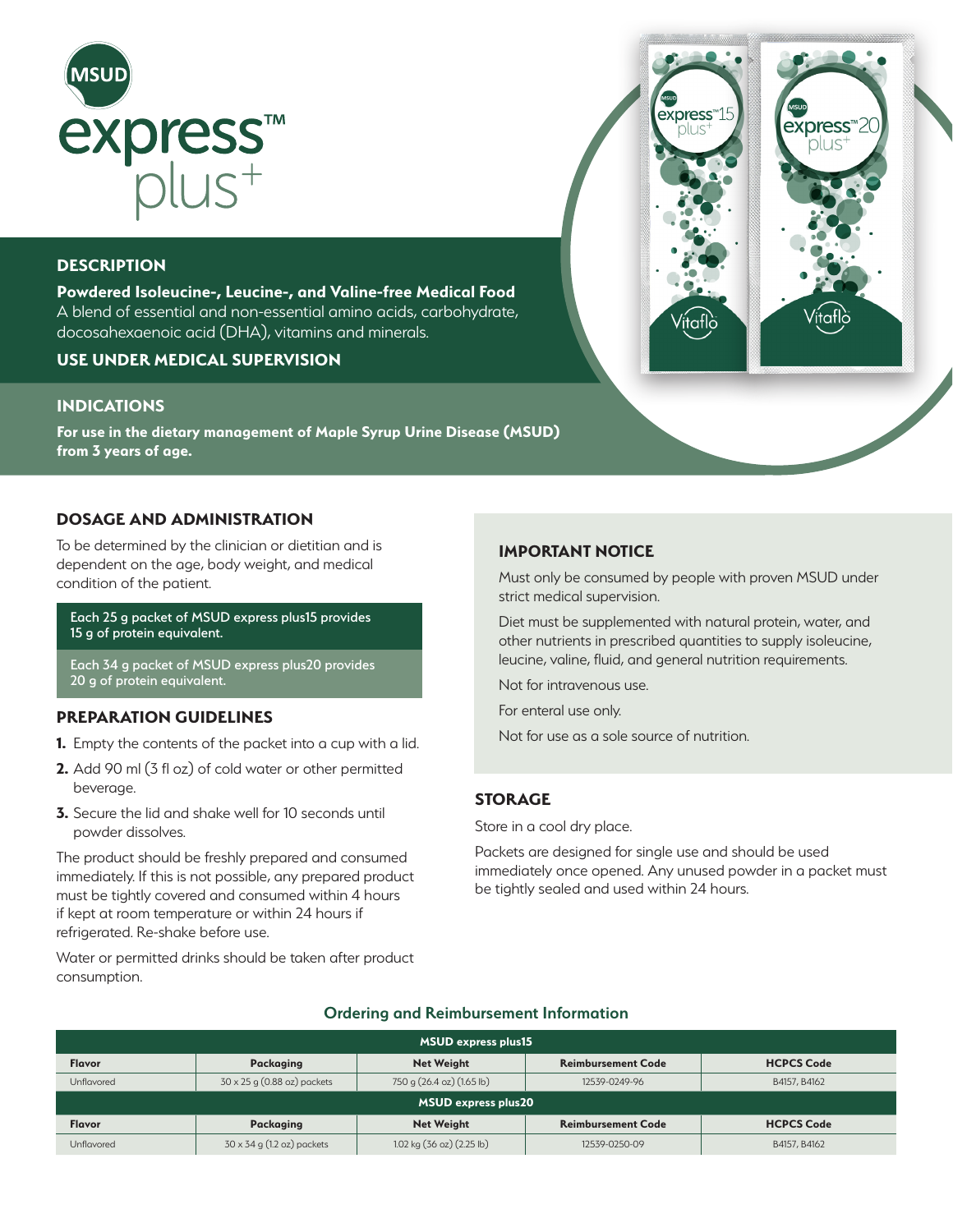# MSUD express™ plus+

## DESCRIPTION

**Powdered Isoleucine-, Leucine-, and Valine-free Medical Food**
A blend of essential and non-essential amino acids, carbohydrate, docosahexaenoic acid (DHA), vitamins and minerals.

**USE UNDER MEDICAL SUPERVISION**

## INDICATIONS

**For use in the dietary management of Maple Syrup Urine Disease (MSUD) from 3 years of age.**

## DOSAGE AND ADMINISTRATION

To be determined by the clinician or dietitian and is dependent on the age, body weight, and medical condition of the patient.

Each 25 g packet of MSUD express plus15 provides 15 g of protein equivalent.

Each 34 g packet of MSUD express plus20 provides 20 g of protein equivalent.

## PREPARATION GUIDELINES

1. Empty the contents of the packet into a cup with a lid.
2. Add 90 ml (3 fl oz) of cold water or other permitted beverage.
3. Secure the lid and shake well for 10 seconds until powder dissolves.

The product should be freshly prepared and consumed immediately. If this is not possible, any prepared product must be tightly covered and consumed within 4 hours if kept at room temperature or within 24 hours if refrigerated. Re-shake before use.

Water or permitted drinks should be taken after product consumption.

## IMPORTANT NOTICE

Must only be consumed by people with proven MSUD under strict medical supervision.

Diet must be supplemented with natural protein, water, and other nutrients in prescribed quantities to supply isoleucine, leucine, valine, fluid, and general nutrition requirements.

Not for intravenous use.

For enteral use only.

Not for use as a sole source of nutrition.

## STORAGE

Store in a cool dry place.

Packets are designed for single use and should be used immediately once opened. Any unused powder in a packet must be tightly sealed and used within 24 hours.

## Ordering and Reimbursement Information

| MSUD express plus15 | | | | |
|---|---|---|---|---|
| **Flavor** | **Packaging** | **Net Weight** | **Reimbursement Code** | **HCPCS Code** |
| Unflavored | 30 x 25 g (0.88 oz) packets | 750 g (26.4 oz) (1.65 lb) | 12539-0249-96 | B4157, B4162 |
| **MSUD express plus20** | | | | |
| **Flavor** | **Packaging** | **Net Weight** | **Reimbursement Code** | **HCPCS Code** |
| Unflavored | 30 x 34 g (1.2 oz) packets | 1.02 kg (36 oz) (2.25 lb) | 12539-0250-09 | B4157, B4162 |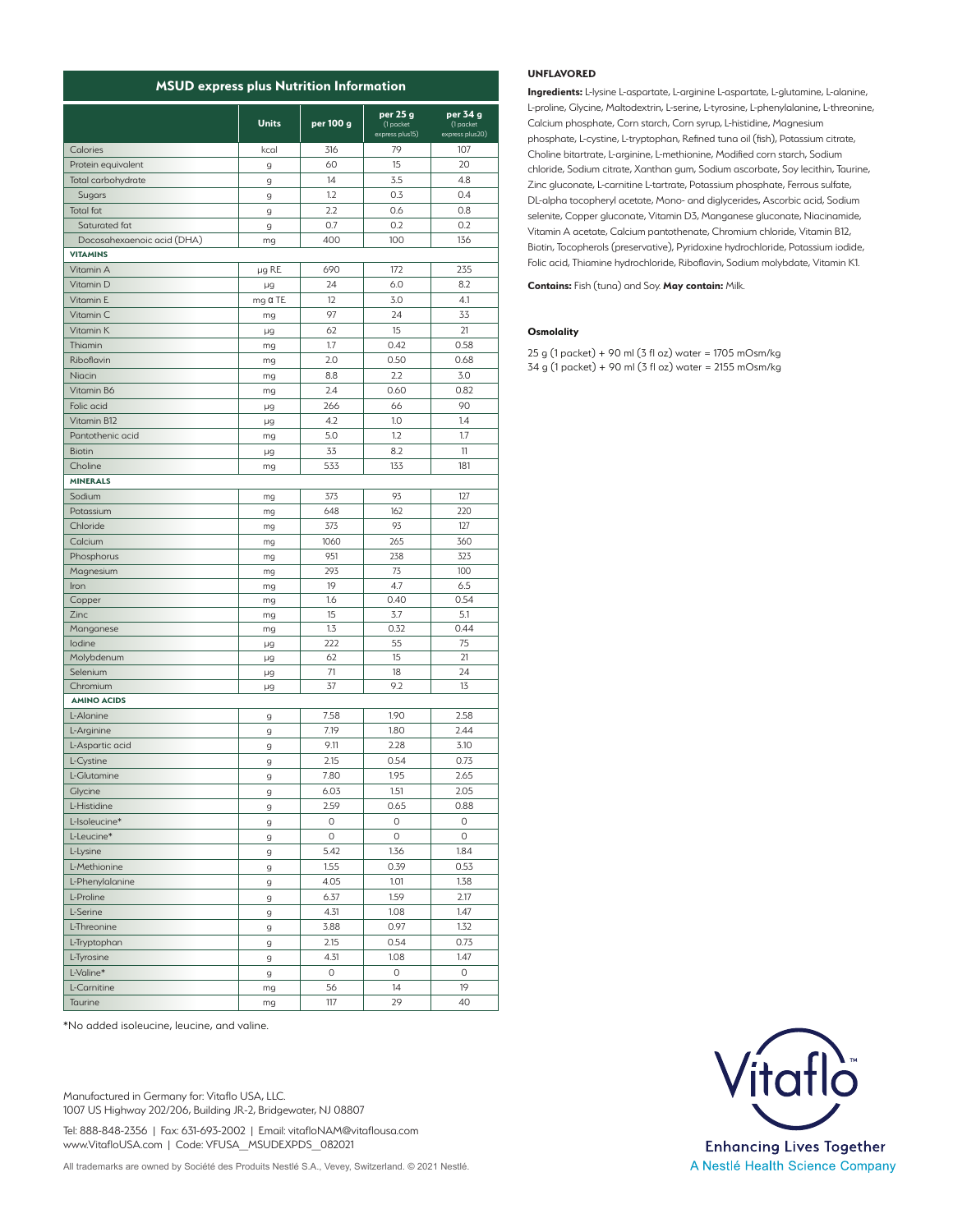## MSUD express plus Nutrition Information

| | Units | per 100 g | per 25 g (1 packet express plus15) | per 34 g (1 packet express plus20) |
|---|---|---|---|---|
| Calories | kcal | 316 | 79 | 107 |
| Protein equivalent | g | 60 | 15 | 20 |
| Total carbohydrate | g | 14 | 3.5 | 4.8 |
| Sugars | g | 1.2 | 0.3 | 0.4 |
| Total fat | g | 2.2 | 0.6 | 0.8 |
| Saturated fat | g | 0.7 | 0.2 | 0.2 |
| Docosahexaenoic acid (DHA) | mg | 400 | 100 | 136 |
| **VITAMINS** | | | | |
| Vitamin A | µg RE | 690 | 172 | 235 |
| Vitamin D | µg | 24 | 6.0 | 8.2 |
| Vitamin E | mg α TE | 12 | 3.0 | 4.1 |
| Vitamin C | mg | 97 | 24 | 33 |
| Vitamin K | µg | 62 | 15 | 21 |
| Thiamin | mg | 1.7 | 0.42 | 0.58 |
| Riboflavin | mg | 2.0 | 0.50 | 0.68 |
| Niacin | mg | 8.8 | 2.2 | 3.0 |
| Vitamin B6 | mg | 2.4 | 0.60 | 0.82 |
| Folic acid | µg | 266 | 66 | 90 |
| Vitamin B12 | µg | 4.2 | 1.0 | 1.4 |
| Pantothenic acid | mg | 5.0 | 1.2 | 1.7 |
| Biotin | µg | 33 | 8.2 | 11 |
| Choline | mg | 533 | 133 | 181 |
| **MINERALS** | | | | |
| Sodium | mg | 373 | 93 | 127 |
| Potassium | mg | 648 | 162 | 220 |
| Chloride | mg | 373 | 93 | 127 |
| Calcium | mg | 1060 | 265 | 360 |
| Phosphorus | mg | 951 | 238 | 323 |
| Magnesium | mg | 293 | 73 | 100 |
| Iron | mg | 19 | 4.7 | 6.5 |
| Copper | mg | 1.6 | 0.40 | 0.54 |
| Zinc | mg | 15 | 3.7 | 5.1 |
| Manganese | mg | 1.3 | 0.32 | 0.44 |
| Iodine | µg | 222 | 55 | 75 |
| Molybdenum | µg | 62 | 15 | 21 |
| Selenium | µg | 71 | 18 | 24 |
| Chromium | µg | 37 | 9.2 | 13 |
| **AMINO ACIDS** | | | | |
| L-Alanine | g | 7.58 | 1.90 | 2.58 |
| L-Arginine | g | 7.19 | 1.80 | 2.44 |
| L-Aspartic acid | g | 9.11 | 2.28 | 3.10 |
| L-Cystine | g | 2.15 | 0.54 | 0.73 |
| L-Glutamine | g | 7.80 | 1.95 | 2.65 |
| Glycine | g | 6.03 | 1.51 | 2.05 |
| L-Histidine | g | 2.59 | 0.65 | 0.88 |
| L-Isoleucine* | g | 0 | 0 | 0 |
| L-Leucine* | g | 0 | 0 | 0 |
| L-Lysine | g | 5.42 | 1.36 | 1.84 |
| L-Methionine | g | 1.55 | 0.39 | 0.53 |
| L-Phenylalanine | g | 4.05 | 1.01 | 1.38 |
| L-Proline | g | 6.37 | 1.59 | 2.17 |
| L-Serine | g | 4.31 | 1.08 | 1.47 |
| L-Threonine | g | 3.88 | 0.97 | 1.32 |
| L-Tryptophan | g | 2.15 | 0.54 | 0.73 |
| L-Tyrosine | g | 4.31 | 1.08 | 1.47 |
| L-Valine* | g | 0 | 0 | 0 |
| L-Carnitine | mg | 56 | 14 | 19 |
| Taurine | mg | 117 | 29 | 40 |

*No added isoleucine, leucine, and valine.

### UNFLAVORED

**Ingredients:** L-lysine L-aspartate, L-arginine L-aspartate, L-glutamine, L-alanine, L-proline, Glycine, Maltodextrin, L-serine, L-tyrosine, L-phenylalanine, L-threonine, Calcium phosphate, Corn starch, Corn syrup, L-histidine, Magnesium phosphate, L-cystine, L-tryptophan, Refined tuna oil (fish), Potassium citrate, Choline bitartrate, L-arginine, L-methionine, Modified corn starch, Sodium chloride, Sodium citrate, Xanthan gum, Sodium ascorbate, Soy lecithin, Taurine, Zinc gluconate, L-carnitine L-tartrate, Potassium phosphate, Ferrous sulfate, DL-alpha tocopheryl acetate, Mono- and diglycerides, Ascorbic acid, Sodium selenite, Copper gluconate, Vitamin D3, Manganese gluconate, Niacinamide, Vitamin A acetate, Calcium pantothenate, Chromium chloride, Vitamin B12, Biotin, Tocopherols (preservative), Pyridoxine hydrochloride, Potassium iodide, Folic acid, Thiamine hydrochloride, Riboflavin, Sodium molybdate, Vitamin K1.

**Contains:** Fish (tuna) and Soy. **May contain:** Milk.

### Osmolality

25 g (1 packet) + 90 ml (3 fl oz) water = 1705 mOsm/kg
34 g (1 packet) + 90 ml (3 fl oz) water = 2155 mOsm/kg

Manufactured in Germany for: Vitaflo USA, LLC.
1007 US Highway 202/206, Building JR-2, Bridgewater, NJ 08807

Tel: 888-848-2356 | Fax: 631-693-2002 | Email: vitafloNAM@vitaflousa.com
www.VitafloUSA.com | Code: VFUSA_MSUDEXPDS_082021

All trademarks are owned by Société des Produits Nestlé S.A., Vevey, Switzerland. © 2021 Nestlé.

Vitaflo™
Enhancing Lives Together
A Nestlé Health Science Company